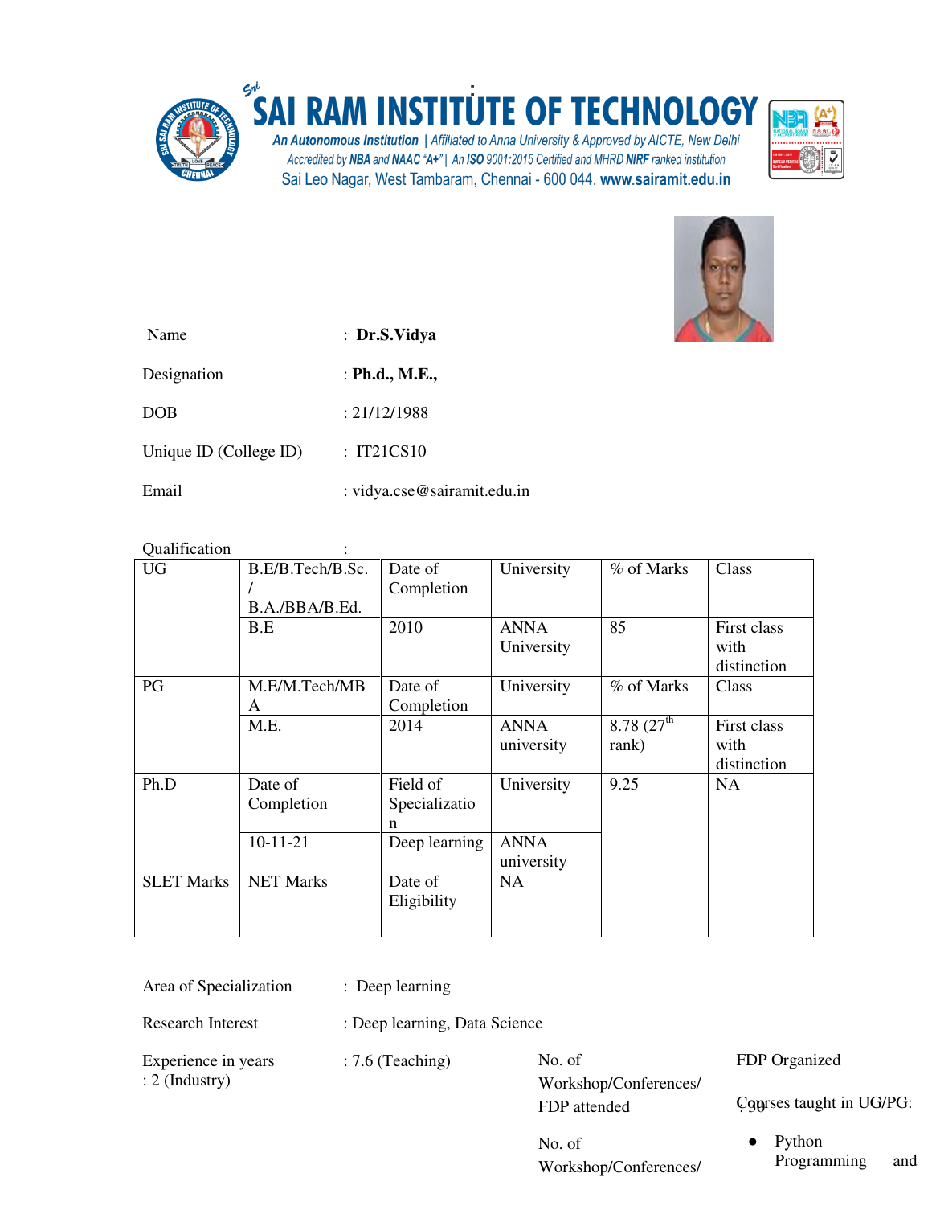# SAI RAM INSTITUTE OF TECHNOLOGY

*An Autonomous Institution | Affiliated to Anna University & Approved by AICTE, New Delhi*
*Accredited by NBA and NAAC "A+" | An ISO 9001:2015 Certified and MHRD NIRF ranked institution*
Sai Leo Nagar, West Tambaram, Chennai - 600 044. **www.sairamit.edu.in**

Name : **Dr.S.Vidya**

Designation : **Ph.d., M.E.,**

DOB : 21/12/1988

Unique ID (College ID) : IT21CS10

Email : vidya.cse@sairamit.edu.in

Qualification :

| | | | | | |
|---|---|---|---|---|---|
| UG | B.E/B.Tech/B.Sc. / B.A./BBA/B.Ed. | Date of Completion | University | % of Marks | Class |
| | B.E | 2010 | ANNA University | 85 | First class with distinction |
| PG | M.E/M.Tech/MBA | Date of Completion | University | % of Marks | Class |
| | M.E. | 2014 | ANNA university | 8.78 (27th rank) | First class with distinction |
| Ph.D | Date of Completion | Field of Specialization | University | 9.25 | NA |
| | 10-11-21 | Deep learning | ANNA university | | |
| SLET Marks | NET Marks | Date of Eligibility | NA | | |

Area of Specialization : Deep learning

Research Interest : Deep learning, Data Science

Experience in years : 7.6 (Teaching) : 2 (Industry)

No. of Workshop/Conferences/ FDP attended : 30

No. of Workshop/Conferences/ FDP Organized

Courses taught in UG/PG:

- Python Programming and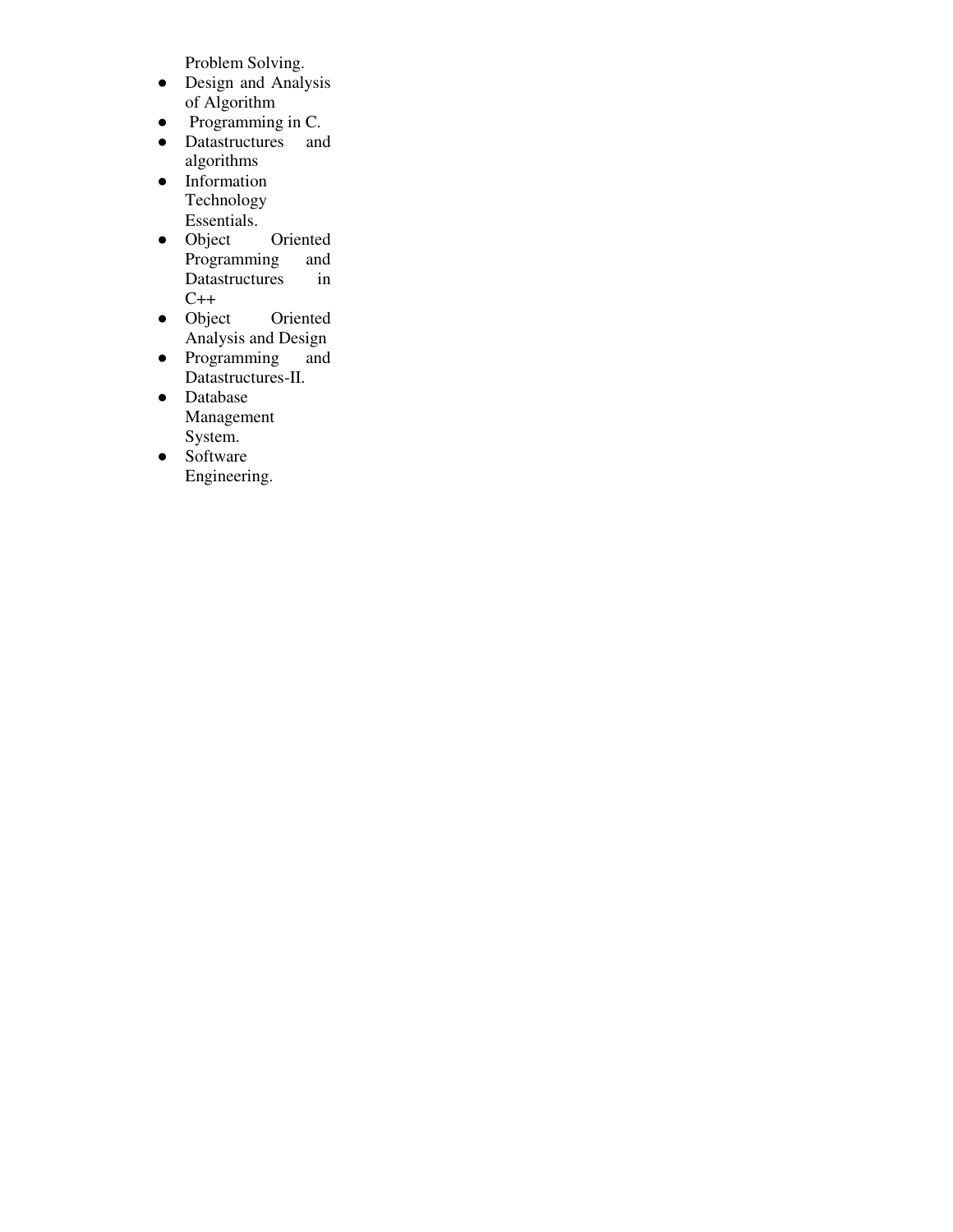Problem Solving.

- Design and Analysis of Algorithm
- Programming in C.
- Datastructures and algorithms
- Information Technology Essentials.
- Object Oriented Programming and Datastructures in C++
- Object Oriented Analysis and Design
- Programming and Datastructures-II.
- Database Management System.
- Software Engineering.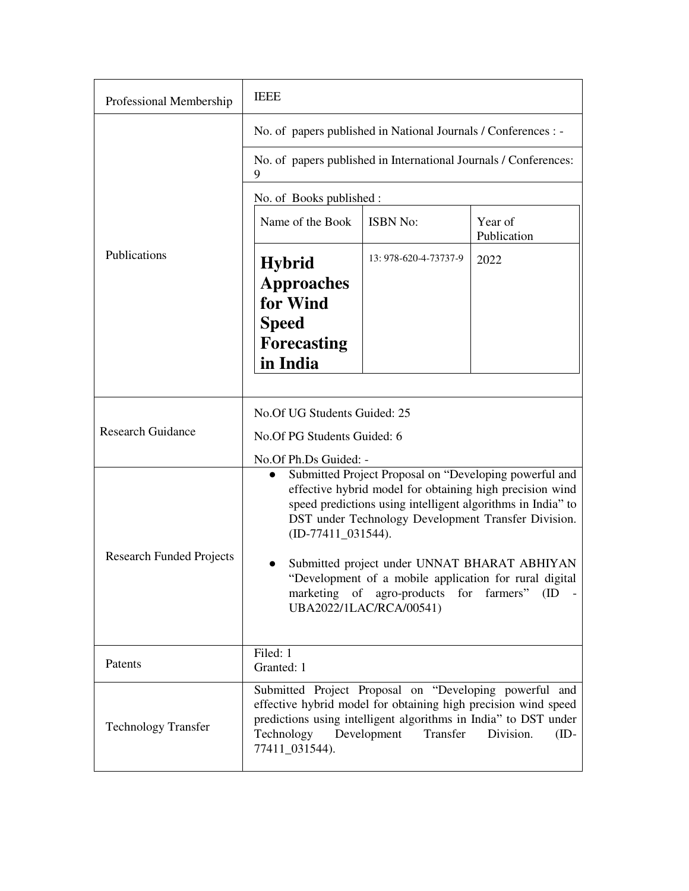| Professional Membership | IEEE |
|---|---|
| Publications | No. of papers published in National Journals / Conferences : - <br> No. of papers published in International Journals / Conferences: 9 <br> No. of Books published : <br> Name of the Book: **Hybrid Approaches for Wind Speed Forecasting in India** — ISBN No: 13: 978-620-4-73737-9 — Year of Publication: 2022 |
| Research Guidance | No.Of UG Students Guided: 25 <br> No.Of PG Students Guided: 6 <br> No.Of Ph.Ds Guided: - |
| Research Funded Projects | • Submitted Project Proposal on "Developing powerful and effective hybrid model for obtaining high precision wind speed predictions using intelligent algorithms in India" to DST under Technology Development Transfer Division. (ID-77411_031544). <br> • Submitted project under UNNAT BHARAT ABHIYAN "Development of a mobile application for rural digital marketing of agro-products for farmers" (ID - UBA2022/1LAC/RCA/00541) |
| Patents | Filed: 1 <br> Granted: 1 |
| Technology Transfer | Submitted Project Proposal on "Developing powerful and effective hybrid model for obtaining high precision wind speed predictions using intelligent algorithms in India" to DST under Technology Development Transfer Division. (ID-77411_031544). |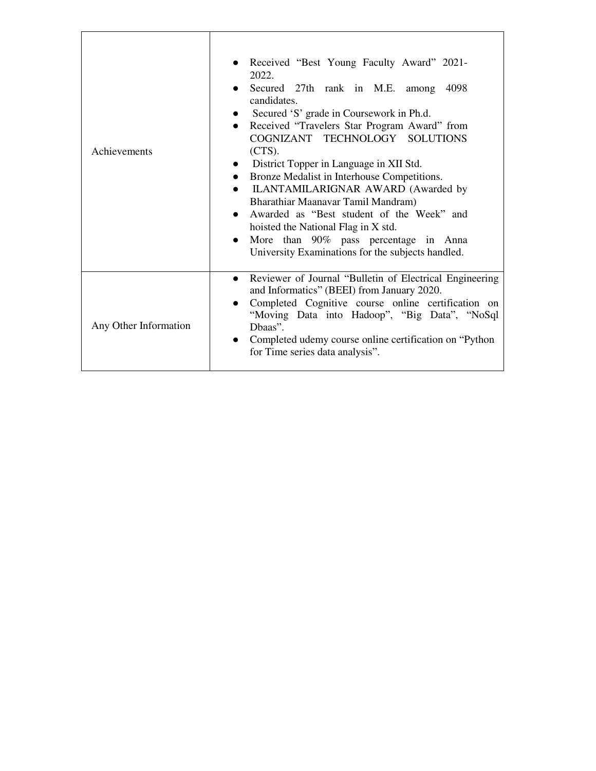| | |
|---|---|
| Achievements | <ul><li>Received “Best Young Faculty Award” 2021-2022.</li><li>Secured 27th rank in M.E. among 4098 candidates.</li><li>Secured ‘S’ grade in Coursework in Ph.d.</li><li>Received “Travelers Star Program Award” from COGNIZANT TECHNOLOGY SOLUTIONS (CTS).</li><li>District Topper in Language in XII Std.</li><li>Bronze Medalist in Interhouse Competitions.</li><li>ILANTAMILARIGNAR AWARD (Awarded by Bharathiar Maanavar Tamil Mandram)</li><li>Awarded as “Best student of the Week” and hoisted the National Flag in X std.</li><li>More than 90% pass percentage in Anna University Examinations for the subjects handled.</li></ul> |
| Any Other Information | <ul><li>Reviewer of Journal “Bulletin of Electrical Engineering and Informatics” (BEEI) from January 2020.</li><li>Completed Cognitive course online certification on “Moving Data into Hadoop”, “Big Data”, “NoSql Dbaas”.</li><li>Completed udemy course online certification on “Python for Time series data analysis”.</li></ul> |